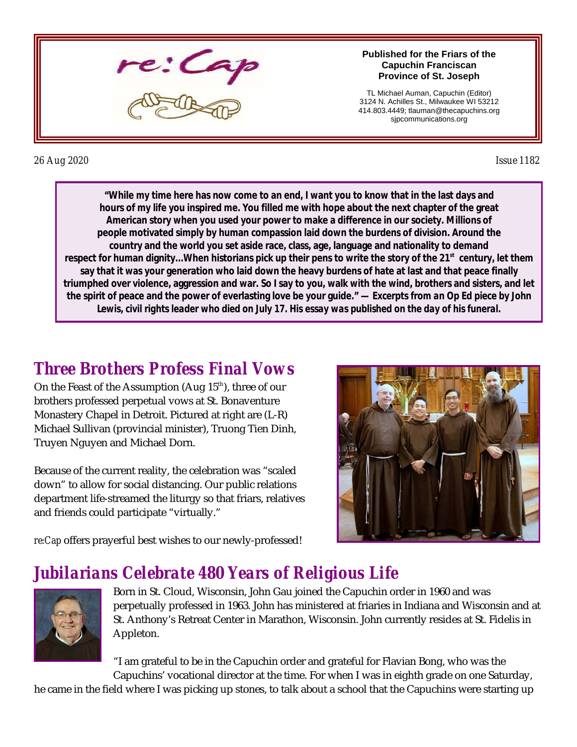# re:Cap

**Published for the Friars of the Capuchin Franciscan Province of St. Joseph**

TL Michael Auman, Capuchin (Editor)
3124 N. Achilles St., Milwaukee WI 53212
414.803.4449; tlauman@thecapuchins.org
sjpcommunications.org

26 Aug 2020

Issue 1182

**"While my time here has now come to an end, I want you to know that in the last days and hours of my life you inspired me. You filled me with hope about the next chapter of the great American story when you used your power to make a difference in our society. Millions of people motivated simply by human compassion laid down the burdens of division. Around the country and the world you set aside race, class, age, language and nationality to demand respect for human dignity…When historians pick up their pens to write the story of the 21st century, let them say that it was your generation who laid down the heavy burdens of hate at last and that peace finally triumphed over violence, aggression and war. So I say to you, walk with the wind, brothers and sisters, and let the spirit of peace and the power of everlasting love be your guide." — *Excerpts from an Op Ed piece by John Lewis, civil rights leader who died on July 17. His essay was published on the day of his funeral.***

## Three Brothers Profess Final Vows

On the Feast of the Assumption (Aug 15th), three of our brothers professed perpetual vows at St. Bonaventure Monastery Chapel in Detroit. Pictured at right are (L-R) Michael Sullivan (provincial minister), Truong Tien Dinh, Truyen Nguyen and Michael Dorn.

Because of the current reality, the celebration was "scaled down" to allow for social distancing. Our public relations department life-streamed the liturgy so that friars, relatives and friends could participate "virtually."

*re:Cap* offers prayerful best wishes to our newly-professed!

## Jubilarians Celebrate 480 Years of Religious Life

Born in St. Cloud, Wisconsin, John Gau joined the Capuchin order in 1960 and was perpetually professed in 1963. John has ministered at friaries in Indiana and Wisconsin and at St. Anthony's Retreat Center in Marathon, Wisconsin. John currently resides at St. Fidelis in Appleton.

"I am grateful to be in the Capuchin order and grateful for Flavian Bong, who was the Capuchins' vocational director at the time. For when I was in eighth grade on one Saturday, he came in the field where I was picking up stones, to talk about a school that the Capuchins were starting up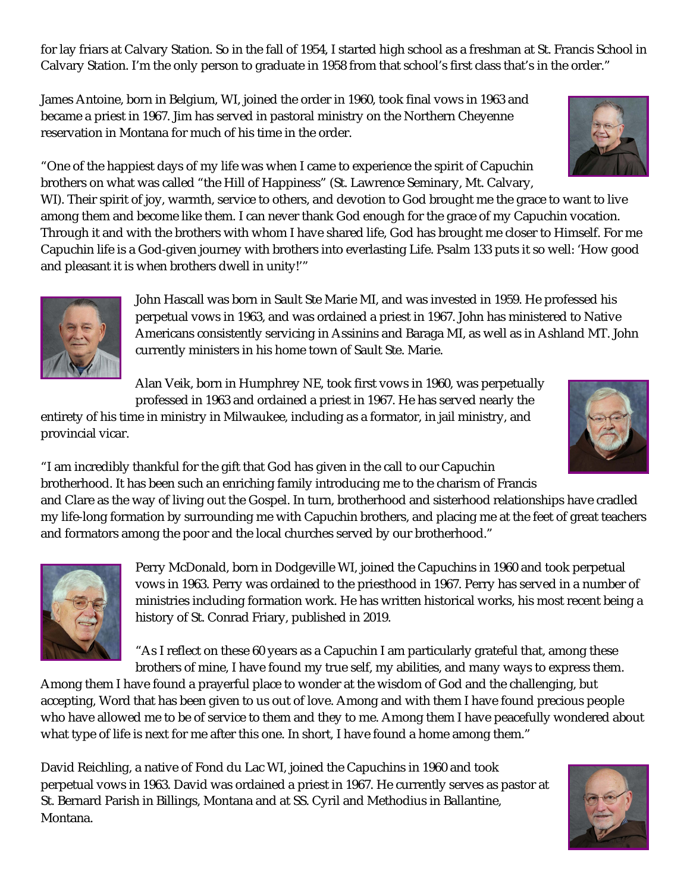for lay friars at Calvary Station. So in the fall of 1954, I started high school as a freshman at St. Francis School in Calvary Station. I'm the only person to graduate in 1958 from that school's first class that's in the order."

James Antoine, born in Belgium, WI, joined the order in 1960, took final vows in 1963 and became a priest in 1967. Jim has served in pastoral ministry on the Northern Cheyenne reservation in Montana for much of his time in the order.

"One of the happiest days of my life was when I came to experience the spirit of Capuchin brothers on what was called "the Hill of Happiness" (St. Lawrence Seminary, Mt. Calvary, WI). Their spirit of joy, warmth, service to others, and devotion to God brought me the grace to want to live among them and become like them. I can never thank God enough for the grace of my Capuchin vocation. Through it and with the brothers with whom I have shared life, God has brought me closer to Himself. For me Capuchin life is a God-given journey with brothers into everlasting Life. Psalm 133 puts it so well: 'How good and pleasant it is when brothers dwell in unity!'"

John Hascall was born in Sault Ste Marie MI, and was invested in 1959. He professed his perpetual vows in 1963, and was ordained a priest in 1967. John has ministered to Native Americans consistently servicing in Assinins and Baraga MI, as well as in Ashland MT. John currently ministers in his home town of Sault Ste. Marie.

Alan Veik, born in Humphrey NE, took first vows in 1960, was perpetually professed in 1963 and ordained a priest in 1967. He has served nearly the entirety of his time in ministry in Milwaukee, including as a formator, in jail ministry, and provincial vicar.

"I am incredibly thankful for the gift that God has given in the call to our Capuchin brotherhood. It has been such an enriching family introducing me to the charism of Francis and Clare as the way of living out the Gospel. In turn, brotherhood and sisterhood relationships have cradled my life-long formation by surrounding me with Capuchin brothers, and placing me at the feet of great teachers and formators among the poor and the local churches served by our brotherhood."

Perry McDonald, born in Dodgeville WI, joined the Capuchins in 1960 and took perpetual vows in 1963. Perry was ordained to the priesthood in 1967. Perry has served in a number of ministries including formation work. He has written historical works, his most recent being a history of St. Conrad Friary, published in 2019.

"As I reflect on these 60 years as a Capuchin I am particularly grateful that, among these brothers of mine, I have found my true self, my abilities, and many ways to express them. Among them I have found a prayerful place to wonder at the wisdom of God and the challenging, but accepting, Word that has been given to us out of love. Among and with them I have found precious people who have allowed me to be of service to them and they to me. Among them I have peacefully wondered about what type of life is next for me after this one. In short, I have found a home among them."

David Reichling, a native of Fond du Lac WI, joined the Capuchins in 1960 and took perpetual vows in 1963. David was ordained a priest in 1967. He currently serves as pastor at St. Bernard Parish in Billings, Montana and at SS. Cyril and Methodius in Ballantine, Montana.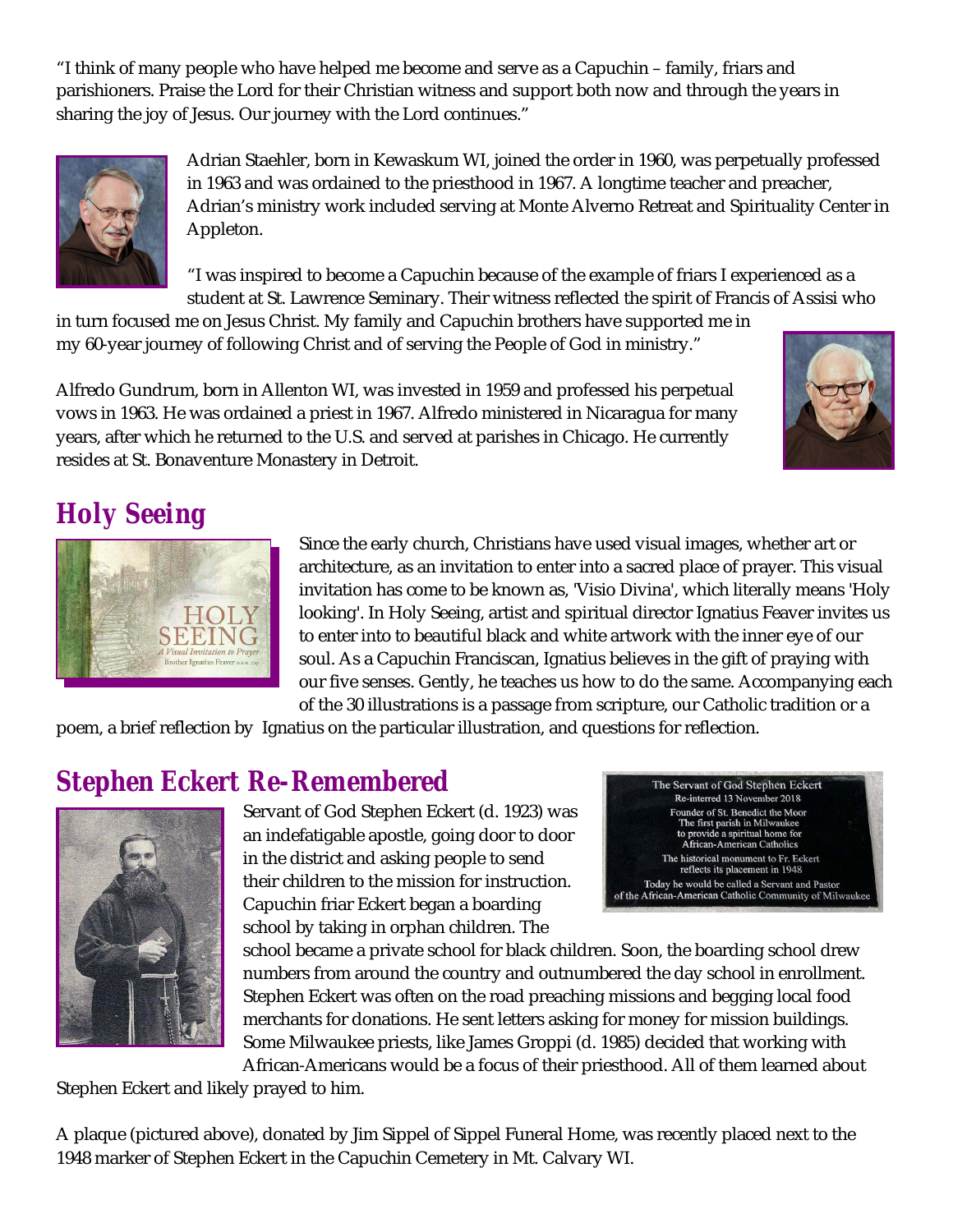"I think of many people who have helped me become and serve as a Capuchin – family, friars and parishioners. Praise the Lord for their Christian witness and support both now and through the years in sharing the joy of Jesus. Our journey with the Lord continues."

Adrian Staehler, born in Kewaskum WI, joined the order in 1960, was perpetually professed in 1963 and was ordained to the priesthood in 1967. A longtime teacher and preacher, Adrian's ministry work included serving at Monte Alverno Retreat and Spirituality Center in Appleton.

"I was inspired to become a Capuchin because of the example of friars I experienced as a student at St. Lawrence Seminary. Their witness reflected the spirit of Francis of Assisi who in turn focused me on Jesus Christ. My family and Capuchin brothers have supported me in my 60-year journey of following Christ and of serving the People of God in ministry."

Alfredo Gundrum, born in Allenton WI, was invested in 1959 and professed his perpetual vows in 1963. He was ordained a priest in 1967. Alfredo ministered in Nicaragua for many years, after which he returned to the U.S. and served at parishes in Chicago. He currently resides at St. Bonaventure Monastery in Detroit.

## Holy Seeing

Since the early church, Christians have used visual images, whether art or architecture, as an invitation to enter into a sacred place of prayer. This visual invitation has come to be known as, 'Visio Divina', which literally means 'Holy looking'. In Holy Seeing, artist and spiritual director Ignatius Feaver invites us to enter into to beautiful black and white artwork with the inner eye of our soul. As a Capuchin Franciscan, Ignatius believes in the gift of praying with our five senses. Gently, he teaches us how to do the same. Accompanying each of the 30 illustrations is a passage from scripture, our Catholic tradition or a poem, a brief reflection by Ignatius on the particular illustration, and questions for reflection.

## Stephen Eckert Re-Remembered

Servant of God Stephen Eckert (d. 1923) was an indefatigable apostle, going door to door in the district and asking people to send their children to the mission for instruction. Capuchin friar Eckert began a boarding school by taking in orphan children. The school became a private school for black children. Soon, the boarding school drew numbers from around the country and outnumbered the day school in enrollment. Stephen Eckert was often on the road preaching missions and begging local food merchants for donations. He sent letters asking for money for mission buildings. Some Milwaukee priests, like James Groppi (d. 1985) decided that working with African-Americans would be a focus of their priesthood. All of them learned about Stephen Eckert and likely prayed to him.

The Servant of God Stephen Eckert
Re-interred 13 November 2018
Founder of St. Benedict the Moor
The first parish in Milwaukee
to provide a spiritual home for
African-American Catholics
The historical monument to Fr. Eckert
reflects its placement in 1948
Today he would be called a Servant and Pastor
of the African-American Catholic Community of Milwaukee

A plaque (pictured above), donated by Jim Sippel of Sippel Funeral Home, was recently placed next to the 1948 marker of Stephen Eckert in the Capuchin Cemetery in Mt. Calvary WI.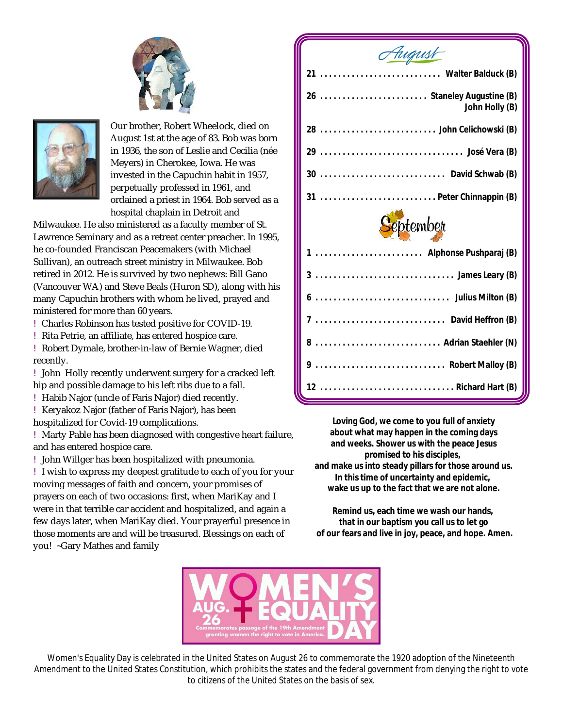Our brother, Robert Wheelock, died on August 1st at the age of 83. Bob was born in 1936, the son of Leslie and Cecilia (née Meyers) in Cherokee, Iowa. He was invested in the Capuchin habit in 1957, perpetually professed in 1961, and ordained a priest in 1964. Bob served as a hospital chaplain in Detroit and Milwaukee. He also ministered as a faculty member of St. Lawrence Seminary and as a retreat center preacher. In 1995, he co-founded Franciscan Peacemakers (with Michael Sullivan), an outreach street ministry in Milwaukee. Bob retired in 2012. He is survived by two nephews: Bill Gano (Vancouver WA) and Steve Beals (Huron SD), along with his many Capuchin brothers with whom he lived, prayed and ministered for more than 60 years.

! Charles Robinson has tested positive for COVID-19.

! Rita Petrie, an affiliate, has entered hospice care.

! Robert Dymale, brother-in-law of Bernie Wagner, died recently.

! John Holly recently underwent surgery for a cracked left hip and possible damage to his left ribs due to a fall.

! Habib Najor (uncle of Faris Najor) died recently.

! Keryakoz Najor (father of Faris Najor), has been hospitalized for Covid-19 complications.

! Marty Pable has been diagnosed with congestive heart failure, and has entered hospice care.

! John Willger has been hospitalized with pneumonia.

! I wish to express my deepest gratitude to each of you for your moving messages of faith and concern, your promises of prayers on each of two occasions: first, when MariKay and I were in that terrible car accident and hospitalized, and again a few days later, when MariKay died. Your prayerful presence in those moments are and will be treasured. Blessings on each of you! ~Gary Mathes and family

## August

| | |
|---|---|
| 21 | Walter Balduck (B) |
| 26 | Staneley Augustine (B)<br>John Holly (B) |
| 28 | John Celichowski (B) |
| 29 | José Vera (B) |
| 30 | David Schwab (B) |
| 31 | Peter Chinnappin (B) |

## September

| | |
|---|---|
| 1 | Alphonse Pushparaj (B) |
| 3 | James Leary (B) |
| 6 | Julius Milton (B) |
| 7 | David Heffron (B) |
| 8 | Adrian Staehler (N) |
| 9 | Robert Malloy (B) |
| 12 | Richard Hart (B) |

**Loving God, we come to you full of anxiety about what may happen in the coming days and weeks. Shower us with the peace Jesus promised to his disciples, and make us into steady pillars for those around us. In this time of uncertainty and epidemic, wake us up to the fact that we are not alone.**

**Remind us, each time we wash our hands, that in our baptism you call us to let go of our fears and live in joy, peace, and hope. Amen.**

WOMEN'S EQUALITY DAY
AUG. 26
Commemorates passage of the 19th Amendment granting women the right to vote in America.

Women's Equality Day is celebrated in the United States on August 26 to commemorate the 1920 adoption of the Nineteenth Amendment to the United States Constitution, which prohibits the states and the federal government from denying the right to vote to citizens of the United States on the basis of sex.